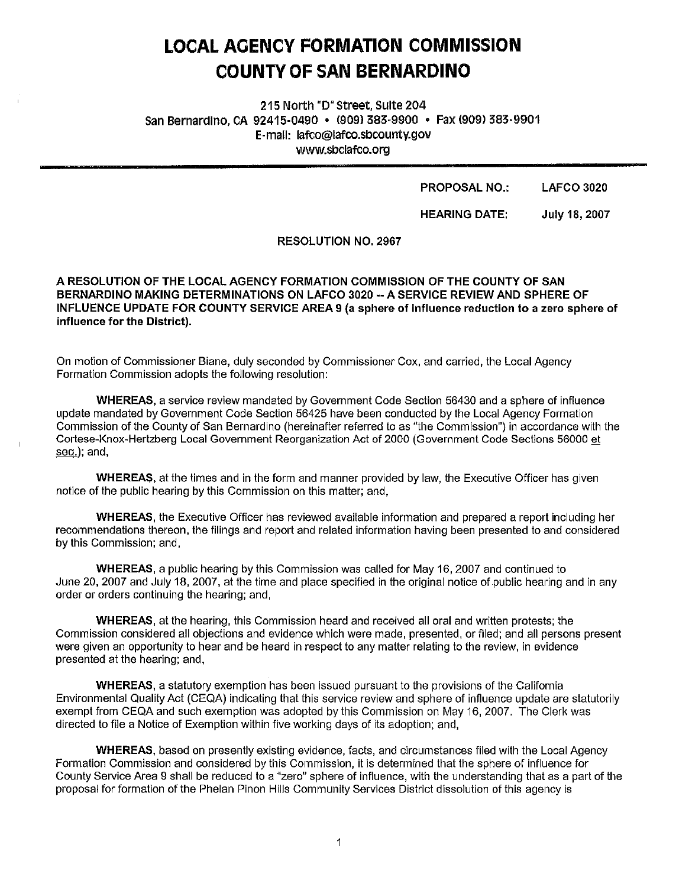# LOCAL AGENCY FORMATION COMMISSION
# COUNTY OF SAN BERNARDINO

215 North "D" Street, Suite 204
San Bernardino, CA 92415-0490 • (909) 383-9900 • Fax (909) 383-9901
E-mail: lafco@lafco.sbcounty.gov
www.sbclafco.org

---

**PROPOSAL NO.:** **LAFCO 3020**

**HEARING DATE:** **July 18, 2007**

**RESOLUTION NO. 2967**

**A RESOLUTION OF THE LOCAL AGENCY FORMATION COMMISSION OF THE COUNTY OF SAN BERNARDINO MAKING DETERMINATIONS ON LAFCO 3020 -- A SERVICE REVIEW AND SPHERE OF INFLUENCE UPDATE FOR COUNTY SERVICE AREA 9 (a sphere of influence reduction to a zero sphere of influence for the District).**

On motion of Commissioner Biane, duly seconded by Commissioner Cox, and carried, the Local Agency Formation Commission adopts the following resolution:

**WHEREAS**, a service review mandated by Government Code Section 56430 and a sphere of influence update mandated by Government Code Section 56425 have been conducted by the Local Agency Formation Commission of the County of San Bernardino (hereinafter referred to as "the Commission") in accordance with the Cortese-Knox-Hertzberg Local Government Reorganization Act of 2000 (Government Code Sections 56000 et seq.); and,

**WHEREAS**, at the times and in the form and manner provided by law, the Executive Officer has given notice of the public hearing by this Commission on this matter; and,

**WHEREAS**, the Executive Officer has reviewed available information and prepared a report including her recommendations thereon, the filings and report and related information having been presented to and considered by this Commission; and,

**WHEREAS**, a public hearing by this Commission was called for May 16, 2007 and continued to June 20, 2007 and July 18, 2007, at the time and place specified in the original notice of public hearing and in any order or orders continuing the hearing; and,

**WHEREAS**, at the hearing, this Commission heard and received all oral and written protests; the Commission considered all objections and evidence which were made, presented, or filed; and all persons present were given an opportunity to hear and be heard in respect to any matter relating to the review, in evidence presented at the hearing; and,

**WHEREAS**, a statutory exemption has been issued pursuant to the provisions of the California Environmental Quality Act (CEQA) indicating that this service review and sphere of influence update are statutorily exempt from CEQA and such exemption was adopted by this Commission on May 16, 2007. The Clerk was directed to file a Notice of Exemption within five working days of its adoption; and,

**WHEREAS**, based on presently existing evidence, facts, and circumstances filed with the Local Agency Formation Commission and considered by this Commission, it is determined that the sphere of influence for County Service Area 9 shall be reduced to a "zero" sphere of influence, with the understanding that as a part of the proposal for formation of the Phelan Pinon Hills Community Services District dissolution of this agency is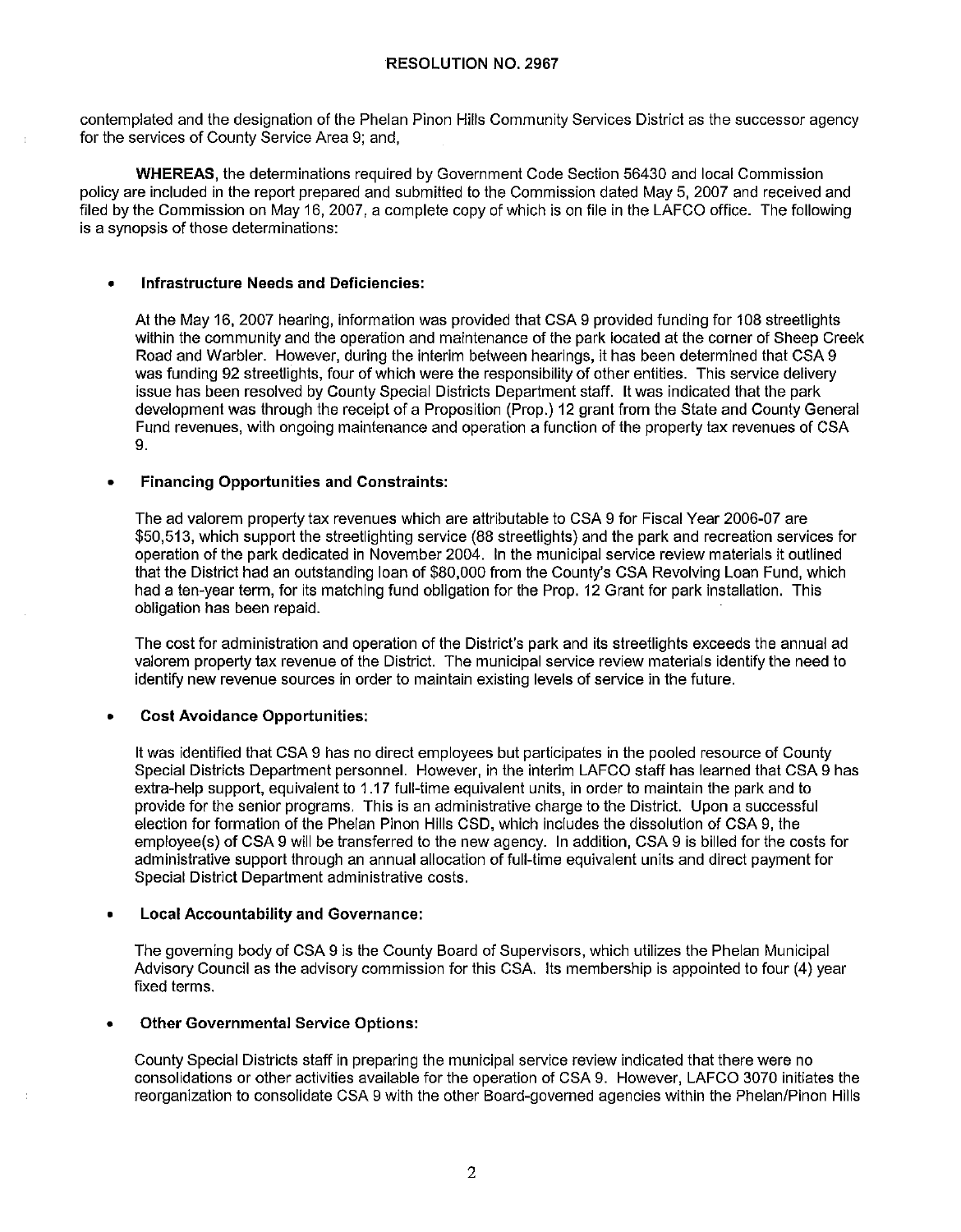contemplated and the designation of the Phelan Pinon Hills Community Services District as the successor agency for the services of County Service Area 9; and,

**WHEREAS**, the determinations required by Government Code Section 56430 and local Commission policy are included in the report prepared and submitted to the Commission dated May 5, 2007 and received and filed by the Commission on May 16, 2007, a complete copy of which is on file in the LAFCO office. The following is a synopsis of those determinations:

- **Infrastructure Needs and Deficiencies:**

  At the May 16, 2007 hearing, information was provided that CSA 9 provided funding for 108 streetlights within the community and the operation and maintenance of the park located at the corner of Sheep Creek Road and Warbler. However, during the interim between hearings, it has been determined that CSA 9 was funding 92 streetlights, four of which were the responsibility of other entities. This service delivery issue has been resolved by County Special Districts Department staff. It was indicated that the park development was through the receipt of a Proposition (Prop.) 12 grant from the State and County General Fund revenues, with ongoing maintenance and operation a function of the property tax revenues of CSA 9.

- **Financing Opportunities and Constraints:**

  The ad valorem property tax revenues which are attributable to CSA 9 for Fiscal Year 2006-07 are $50,513, which support the streetlighting service (88 streetlights) and the park and recreation services for operation of the park dedicated in November 2004. In the municipal service review materials it outlined that the District had an outstanding loan of $80,000 from the County's CSA Revolving Loan Fund, which had a ten-year term, for its matching fund obligation for the Prop. 12 Grant for park installation. This obligation has been repaid.

  The cost for administration and operation of the District's park and its streetlights exceeds the annual ad valorem property tax revenue of the District. The municipal service review materials identify the need to identify new revenue sources in order to maintain existing levels of service in the future.

- **Cost Avoidance Opportunities:**

  It was identified that CSA 9 has no direct employees but participates in the pooled resource of County Special Districts Department personnel. However, in the interim LAFCO staff has learned that CSA 9 has extra-help support, equivalent to 1.17 full-time equivalent units, in order to maintain the park and to provide for the senior programs. This is an administrative charge to the District. Upon a successful election for formation of the Phelan Pinon Hills CSD, which includes the dissolution of CSA 9, the employee(s) of CSA 9 will be transferred to the new agency. In addition, CSA 9 is billed for the costs for administrative support through an annual allocation of full-time equivalent units and direct payment for Special District Department administrative costs.

- **Local Accountability and Governance:**

  The governing body of CSA 9 is the County Board of Supervisors, which utilizes the Phelan Municipal Advisory Council as the advisory commission for this CSA. Its membership is appointed to four (4) year fixed terms.

- **Other Governmental Service Options:**

  County Special Districts staff in preparing the municipal service review indicated that there were no consolidations or other activities available for the operation of CSA 9. However, LAFCO 3070 initiates the reorganization to consolidate CSA 9 with the other Board-governed agencies within the Phelan/Pinon Hills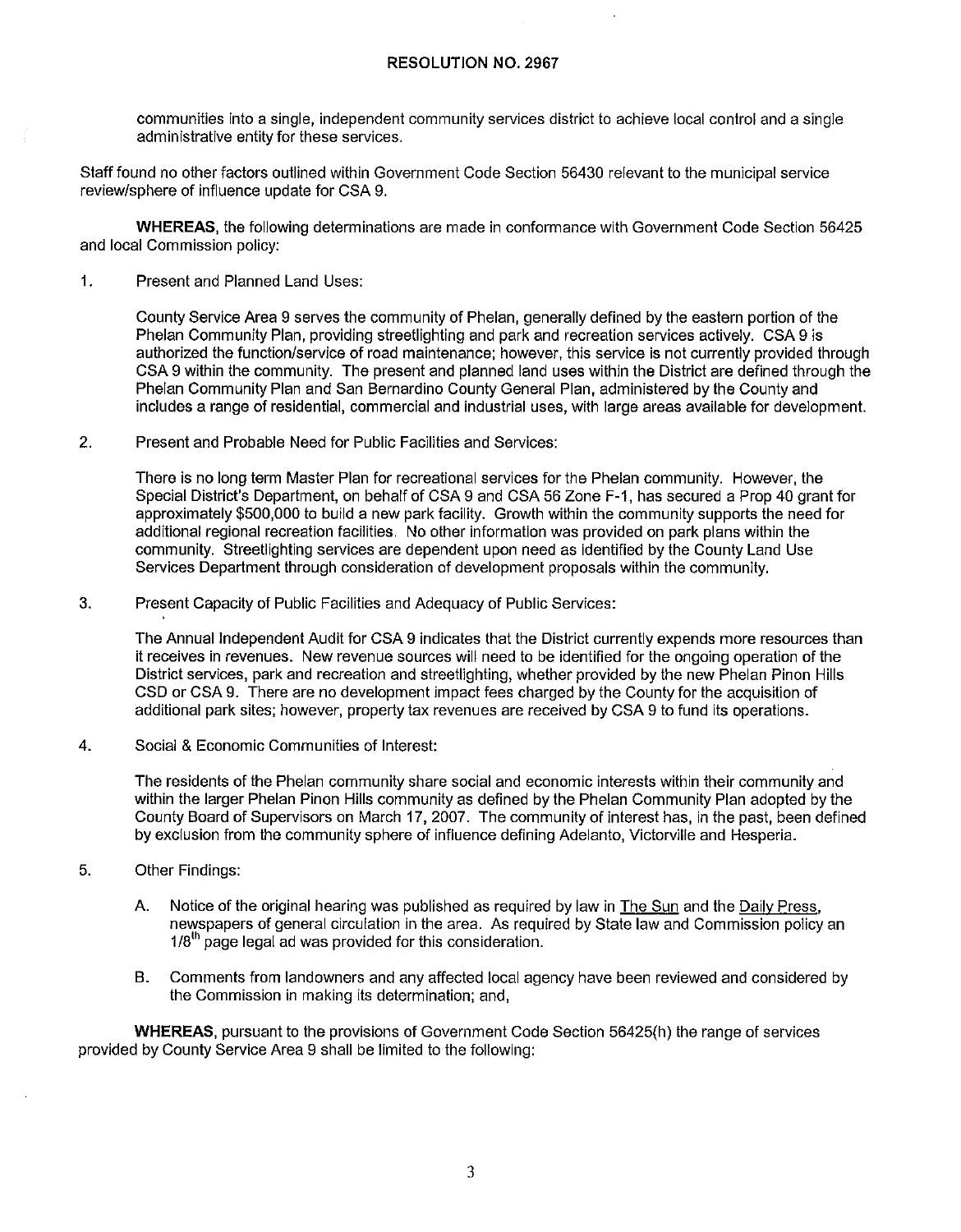communities into a single, independent community services district to achieve local control and a single administrative entity for these services.

Staff found no other factors outlined within Government Code Section 56430 relevant to the municipal service review/sphere of influence update for CSA 9.

**WHEREAS**, the following determinations are made in conformance with Government Code Section 56425 and local Commission policy:

1. Present and Planned Land Uses:

   County Service Area 9 serves the community of Phelan, generally defined by the eastern portion of the Phelan Community Plan, providing streetlighting and park and recreation services actively. CSA 9 is authorized the function/service of road maintenance; however, this service is not currently provided through CSA 9 within the community. The present and planned land uses within the District are defined through the Phelan Community Plan and San Bernardino County General Plan, administered by the County and includes a range of residential, commercial and industrial uses, with large areas available for development.

2. Present and Probable Need for Public Facilities and Services:

   There is no long term Master Plan for recreational services for the Phelan community. However, the Special District's Department, on behalf of CSA 9 and CSA 56 Zone F-1, has secured a Prop 40 grant for approximately $500,000 to build a new park facility. Growth within the community supports the need for additional regional recreation facilities. No other information was provided on park plans within the community. Streetlighting services are dependent upon need as identified by the County Land Use Services Department through consideration of development proposals within the community.

3. Present Capacity of Public Facilities and Adequacy of Public Services:

   The Annual Independent Audit for CSA 9 indicates that the District currently expends more resources than it receives in revenues. New revenue sources will need to be identified for the ongoing operation of the District services, park and recreation and streetlighting, whether provided by the new Phelan Pinon Hills CSD or CSA 9. There are no development impact fees charged by the County for the acquisition of additional park sites; however, property tax revenues are received by CSA 9 to fund its operations.

4. Social & Economic Communities of Interest:

   The residents of the Phelan community share social and economic interests within their community and within the larger Phelan Pinon Hills community as defined by the Phelan Community Plan adopted by the County Board of Supervisors on March 17, 2007. The community of interest has, in the past, been defined by exclusion from the community sphere of influence defining Adelanto, Victorville and Hesperia.

5. Other Findings:

   A. Notice of the original hearing was published as required by law in The Sun and the Daily Press, newspapers of general circulation in the area. As required by State law and Commission policy an 1/8th page legal ad was provided for this consideration.

   B. Comments from landowners and any affected local agency have been reviewed and considered by the Commission in making its determination; and,

**WHEREAS**, pursuant to the provisions of Government Code Section 56425(h) the range of services provided by County Service Area 9 shall be limited to the following: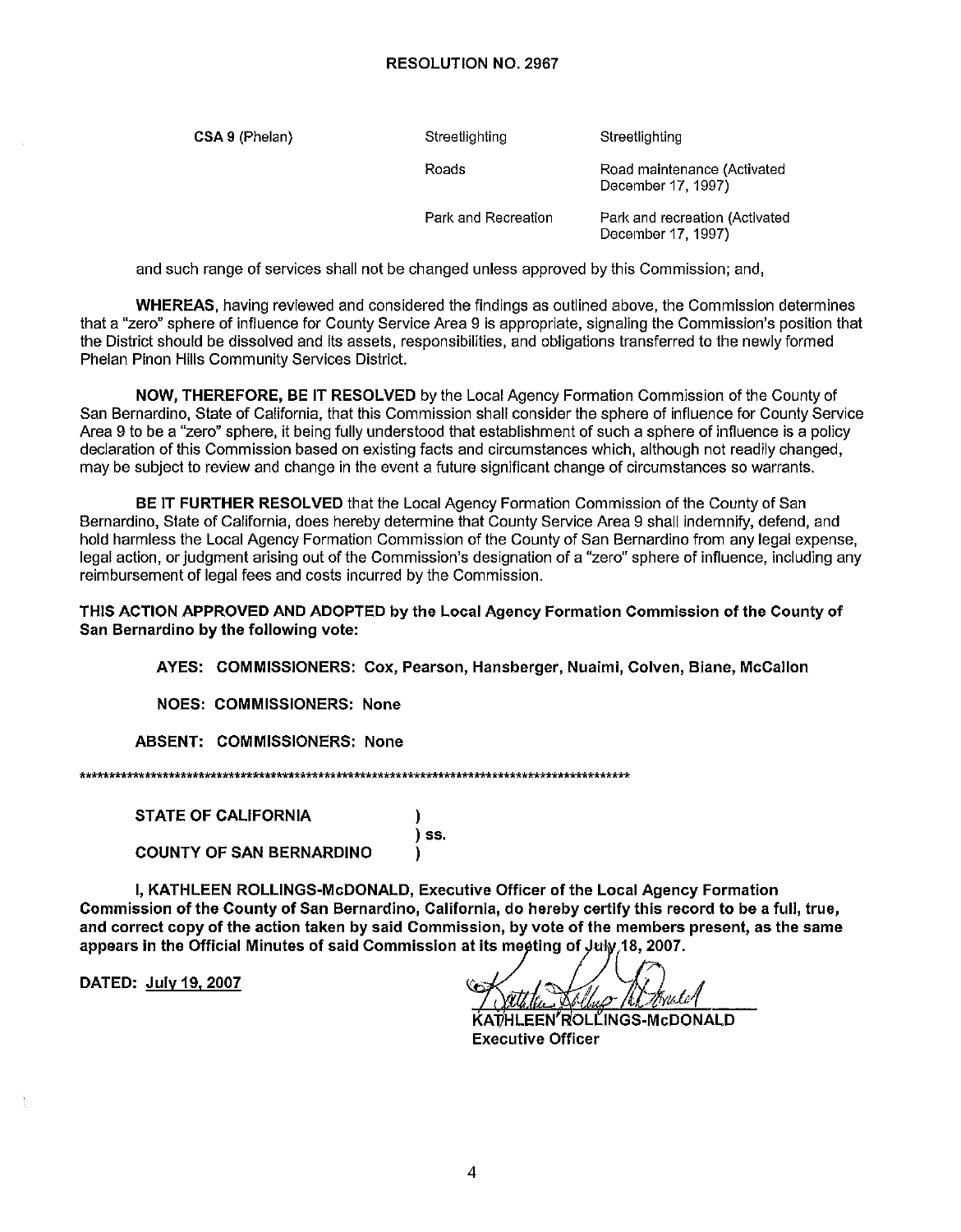**RESOLUTION NO. 2967**

| | | |
|---|---|---|
| **CSA 9** (Phelan) | Streetlighting | Streetlighting |
| | Roads | Road maintenance (Activated December 17, 1997) |
| | Park and Recreation | Park and recreation (Activated December 17, 1997) |

and such range of services shall not be changed unless approved by this Commission; and,

**WHEREAS,** having reviewed and considered the findings as outlined above, the Commission determines that a "zero" sphere of influence for County Service Area 9 is appropriate, signaling the Commission's position that the District should be dissolved and its assets, responsibilities, and obligations transferred to the newly formed Phelan Pinon Hills Community Services District.

**NOW, THEREFORE, BE IT RESOLVED** by the Local Agency Formation Commission of the County of San Bernardino, State of California, that this Commission shall consider the sphere of influence for County Service Area 9 to be a "zero" sphere, it being fully understood that establishment of such a sphere of influence is a policy declaration of this Commission based on existing facts and circumstances which, although not readily changed, may be subject to review and change in the event a future significant change of circumstances so warrants.

**BE IT FURTHER RESOLVED** that the Local Agency Formation Commission of the County of San Bernardino, State of California, does hereby determine that County Service Area 9 shall indemnify, defend, and hold harmless the Local Agency Formation Commission of the County of San Bernardino from any legal expense, legal action, or judgment arising out of the Commission's designation of a "zero" sphere of influence, including any reimbursement of legal fees and costs incurred by the Commission.

**THIS ACTION APPROVED AND ADOPTED by the Local Agency Formation Commission of the County of San Bernardino by the following vote:**

**AYES: COMMISSIONERS: Cox, Pearson, Hansberger, Nuaimi, Colven, Biane, McCallon**

**NOES: COMMISSIONERS: None**

**ABSENT: COMMISSIONERS: None**

*****************************************************************************************

**STATE OF CALIFORNIA** )
) **ss.**
**COUNTY OF SAN BERNARDINO** )

**I, KATHLEEN ROLLINGS-McDONALD, Executive Officer of the Local Agency Formation Commission of the County of San Bernardino, California, do hereby certify this record to be a full, true, and correct copy of the action taken by said Commission, by vote of the members present, as the same appears in the Official Minutes of said Commission at its meeting of July 18, 2007.**

**DATED: July 19, 2007**

**KATHLEEN ROLLINGS-McDONALD**
**Executive Officer**